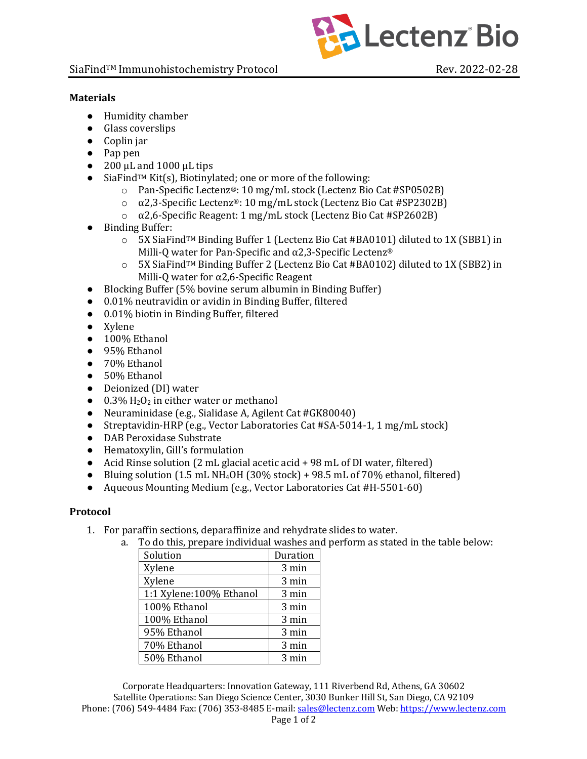SiaFind™ Immunohistochemistry Protocol Rev. 2022-02-28

### Materials

- Humidity chamber
- Glass coverslips
- Coplin jar
- Pap pen
- 200 µL and 1000 µL tips
- SiaFind™ Kit(s), Biotinylated; one or more of the following:
  - Pan-Specific Lectenz®: 10 mg/mL stock (Lectenz Bio Cat #SP0502B)
  - α2,3-Specific Lectenz®: 10 mg/mL stock (Lectenz Bio Cat #SP2302B)
  - α2,6-Specific Reagent: 1 mg/mL stock (Lectenz Bio Cat #SP2602B)
- Binding Buffer:
  - 5X SiaFind™ Binding Buffer 1 (Lectenz Bio Cat #BA0101) diluted to 1X (SBB1) in Milli-Q water for Pan-Specific and α2,3-Specific Lectenz®
  - 5X SiaFind™ Binding Buffer 2 (Lectenz Bio Cat #BA0102) diluted to 1X (SBB2) in Milli-Q water for α2,6-Specific Reagent
- Blocking Buffer (5% bovine serum albumin in Binding Buffer)
- 0.01% neutravidin or avidin in Binding Buffer, filtered
- 0.01% biotin in Binding Buffer, filtered
- Xylene
- 100% Ethanol
- 95% Ethanol
- 70% Ethanol
- 50% Ethanol
- Deionized (DI) water
- 0.3% $H_2O_2$ in either water or methanol
- Neuraminidase (e.g., Sialidase A, Agilent Cat #GK80040)
- Streptavidin-HRP (e.g., Vector Laboratories Cat #SA-5014-1, 1 mg/mL stock)
- DAB Peroxidase Substrate
- Hematoxylin, Gill's formulation
- Acid Rinse solution (2 mL glacial acetic acid + 98 mL of DI water, filtered)
- Bluing solution (1.5 mL $NH_4OH$ (30% stock) + 98.5 mL of 70% ethanol, filtered)
- Aqueous Mounting Medium (e.g., Vector Laboratories Cat #H-5501-60)

### Protocol

1. For paraffin sections, deparaffinize and rehydrate slides to water.
   a. To do this, prepare individual washes and perform as stated in the table below:

| Solution | Duration |
|---|---|
| Xylene | 3 min |
| Xylene | 3 min |
| 1:1 Xylene:100% Ethanol | 3 min |
| 100% Ethanol | 3 min |
| 100% Ethanol | 3 min |
| 95% Ethanol | 3 min |
| 70% Ethanol | 3 min |
| 50% Ethanol | 3 min |

Corporate Headquarters: Innovation Gateway, 111 Riverbend Rd, Athens, GA 30602
Satellite Operations: San Diego Science Center, 3030 Bunker Hill St, San Diego, CA 92109
Phone: (706) 549-4484 Fax: (706) 353-8485 E-mail: sales@lectenz.com Web: https://www.lectenz.com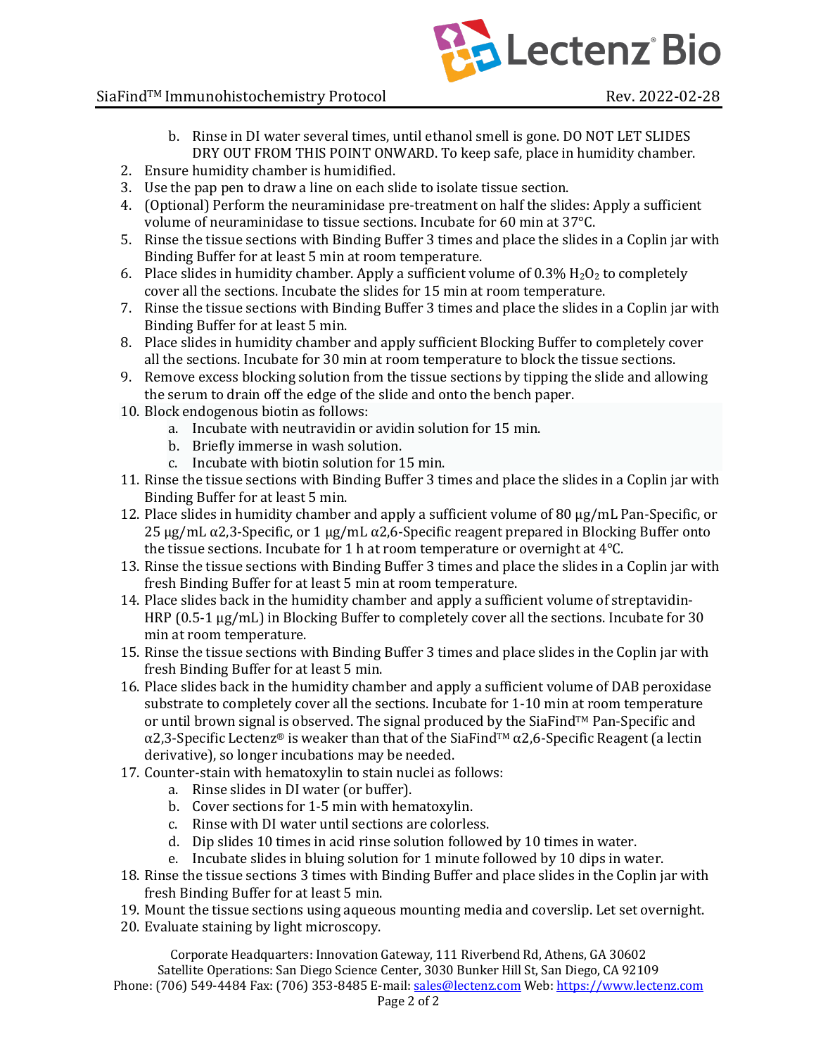b. Rinse in DI water several times, until ethanol smell is gone. DO NOT LET SLIDES DRY OUT FROM THIS POINT ONWARD. To keep safe, place in humidity chamber.

2. Ensure humidity chamber is humidified.
3. Use the pap pen to draw a line on each slide to isolate tissue section.
4. (Optional) Perform the neuraminidase pre-treatment on half the slides: Apply a sufficient volume of neuraminidase to tissue sections. Incubate for 60 min at 37°C.
5. Rinse the tissue sections with Binding Buffer 3 times and place the slides in a Coplin jar with Binding Buffer for at least 5 min at room temperature.
6. Place slides in humidity chamber. Apply a sufficient volume of 0.3% $H_2O_2$ to completely cover all the sections. Incubate the slides for 15 min at room temperature.
7. Rinse the tissue sections with Binding Buffer 3 times and place the slides in a Coplin jar with Binding Buffer for at least 5 min.
8. Place slides in humidity chamber and apply sufficient Blocking Buffer to completely cover all the sections. Incubate for 30 min at room temperature to block the tissue sections.
9. Remove excess blocking solution from the tissue sections by tipping the slide and allowing the serum to drain off the edge of the slide and onto the bench paper.
10. Block endogenous biotin as follows:
    a. Incubate with neutravidin or avidin solution for 15 min.
    b. Briefly immerse in wash solution.
    c. Incubate with biotin solution for 15 min.
11. Rinse the tissue sections with Binding Buffer 3 times and place the slides in a Coplin jar with Binding Buffer for at least 5 min.
12. Place slides in humidity chamber and apply a sufficient volume of 80 μg/mL Pan-Specific, or 25 μg/mL α2,3-Specific, or 1 μg/mL α2,6-Specific reagent prepared in Blocking Buffer onto the tissue sections. Incubate for 1 h at room temperature or overnight at 4°C.
13. Rinse the tissue sections with Binding Buffer 3 times and place the slides in a Coplin jar with fresh Binding Buffer for at least 5 min at room temperature.
14. Place slides back in the humidity chamber and apply a sufficient volume of streptavidin-HRP (0.5-1 μg/mL) in Blocking Buffer to completely cover all the sections. Incubate for 30 min at room temperature.
15. Rinse the tissue sections with Binding Buffer 3 times and place slides in the Coplin jar with fresh Binding Buffer for at least 5 min.
16. Place slides back in the humidity chamber and apply a sufficient volume of DAB peroxidase substrate to completely cover all the sections. Incubate for 1-10 min at room temperature or until brown signal is observed. The signal produced by the SiaFind™ Pan-Specific and α2,3-Specific Lectenz® is weaker than that of the SiaFind™ α2,6-Specific Reagent (a lectin derivative), so longer incubations may be needed.
17. Counter-stain with hematoxylin to stain nuclei as follows:
    a. Rinse slides in DI water (or buffer).
    b. Cover sections for 1-5 min with hematoxylin.
    c. Rinse with DI water until sections are colorless.
    d. Dip slides 10 times in acid rinse solution followed by 10 times in water.
    e. Incubate slides in bluing solution for 1 minute followed by 10 dips in water.
18. Rinse the tissue sections 3 times with Binding Buffer and place slides in the Coplin jar with fresh Binding Buffer for at least 5 min.
19. Mount the tissue sections using aqueous mounting media and coverslip. Let set overnight.
20. Evaluate staining by light microscopy.

Corporate Headquarters: Innovation Gateway, 111 Riverbend Rd, Athens, GA 30602
Satellite Operations: San Diego Science Center, 3030 Bunker Hill St, San Diego, CA 92109
Phone: (706) 549-4484 Fax: (706) 353-8485 E-mail: sales@lectenz.com Web: https://www.lectenz.com